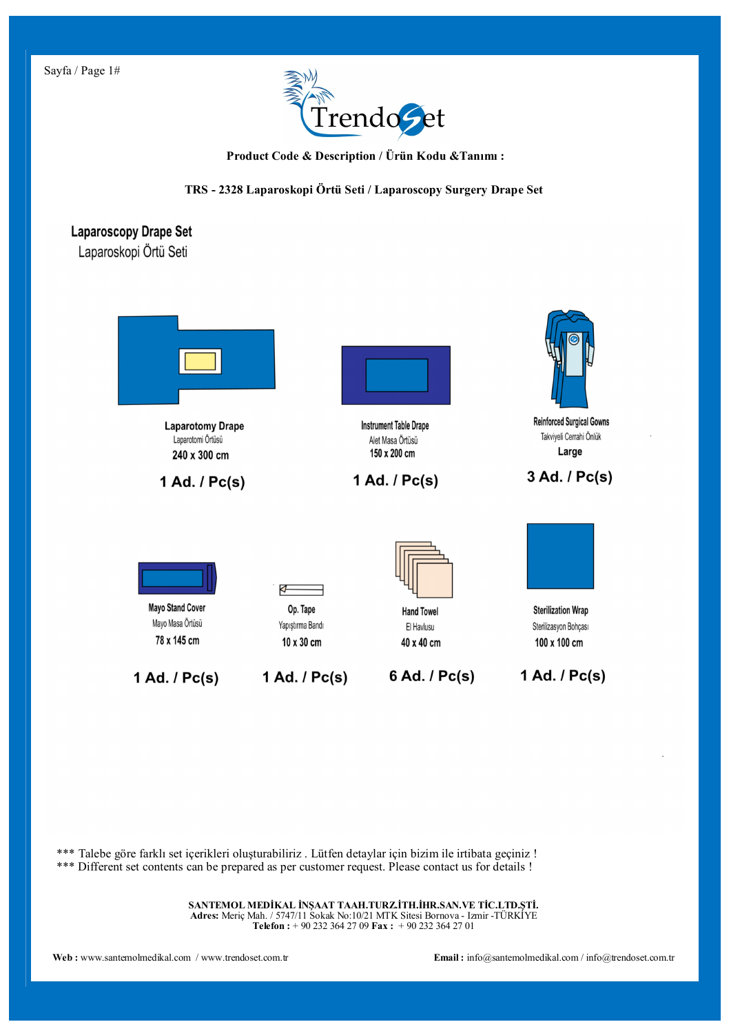**Product Code & Description / Ürün Kodu &Tanımı :**

**TRS - 2328 Laparoskopi Örtü Seti / Laparoscopy Surgery Drape Set**

## Laparoscopy Drape Set

Laparoskopi Örtü Seti

**Laparotomy Drape**
Laparotomi Örtüsü
**240 x 300 cm**
**1 Ad. / Pc(s)**

**Instrument Table Drape**
Alet Masa Örtüsü
**150 x 200 cm**
**1 Ad. / Pc(s)**

**Reinforced Surgical Gowns**
Takviyeli Cerrahi Önlük
**Large**
**3 Ad. / Pc(s)**

**Mayo Stand Cover**
Mayo Masa Örtüsü
**78 x 145 cm**
**1 Ad. / Pc(s)**

**Op. Tape**
Yapıştırma Bandı
**10 x 30 cm**
**1 Ad. / Pc(s)**

**Hand Towel**
El Havlusu
**40 x 40 cm**
**6 Ad. / Pc(s)**

**Sterilization Wrap**
Sterilizasyon Bohçası
**100 x 100 cm**
**1 Ad. / Pc(s)**

*** Talebe göre farklı set içerikleri oluşturabiliriz . Lütfen detaylar için bizim ile irtibata geçiniz !
*** Different set contents can be prepared as per customer request. Please contact us for details !

**SANTEMOL MEDİKAL İNŞAAT TAAH.TURZ.İTH.İHR.SAN.VE TİC.LTD.ŞTİ.**
**Adres:** Meriç Mah. / 5747/11 Sokak No:10/21 MTK Sitesi Bornova - Izmir -TÜRKİYE
**Telefon :** + 90 232 364 27 09 **Fax :** + 90 232 364 27 01

**Web :** www.santemolmedikal.com / www.trendoset.com.tr
**Email :** info@santemolmedikal.com / info@trendoset.com.tr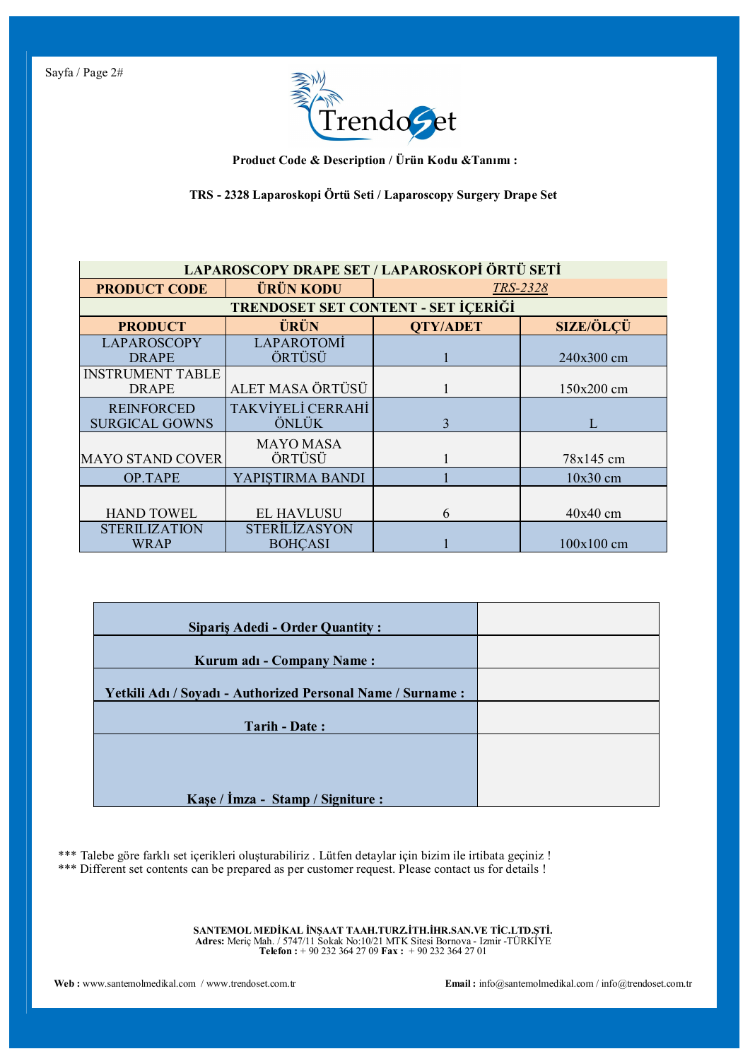**Product Code & Description / Ürün Kodu &Tanımı :**

**TRS - 2328 Laparoskopi Örtü Seti / Laparoscopy Surgery Drape Set**

| LAPAROSCOPY DRAPE SET / LAPAROSKOPİ ÖRTÜ SETİ | | | |
|---|---|---|---|
| **PRODUCT CODE** | **ÜRÜN KODU** | *TRS-2328* | |
| **TRENDOSET SET CONTENT - SET İÇERİĞİ** | | | |
| **PRODUCT** | **ÜRÜN** | **QTY/ADET** | **SIZE/ÖLÇÜ** |
| LAPAROSCOPY DRAPE | LAPAROTOMİ ÖRTÜSÜ | 1 | 240x300 cm |
| INSTRUMENT TABLE DRAPE | ALET MASA ÖRTÜSÜ | 1 | 150x200 cm |
| REINFORCED SURGICAL GOWNS | TAKVİYELİ CERRAHİ ÖNLÜK | 3 | L |
| MAYO STAND COVER | MAYO MASA ÖRTÜSÜ | 1 | 78x145 cm |
| OP.TAPE | YAPIŞTIRMA BANDI | 1 | 10x30 cm |
| HAND TOWEL | EL HAVLUSU | 6 | 40x40 cm |
| STERILIZATION WRAP | STERİLİZASYON BOHÇASI | 1 | 100x100 cm |

| | |
|---|---|
| **Sipariş Adedi - Order Quantity :** | |
| **Kurum adı - Company Name :** | |
| **Yetkili Adı / Soyadı - Authorized Personal Name / Surname :** | |
| **Tarih - Date :** | |
| **Kaşe / İmza - Stamp / Signiture :** | |

*** Talebe göre farklı set içerikleri oluşturabiliriz . Lütfen detaylar için bizim ile irtibata geçiniz !
*** Different set contents can be prepared as per customer request. Please contact us for details !

**SANTEMOL MEDİKAL İNŞAAT TAAH.TURZ.İTH.İHR.SAN.VE TİC.LTD.ŞTİ.**
**Adres:** Meriç Mah. / 5747/11 Sokak No:10/21 MTK Sitesi Bornova - Izmir -TÜRKİYE
**Telefon :** + 90 232 364 27 09 **Fax :** + 90 232 364 27 01

**Web :** www.santemolmedikal.com / www.trendoset.com.tr **Email :** info@santemolmedikal.com / info@trendoset.com.tr